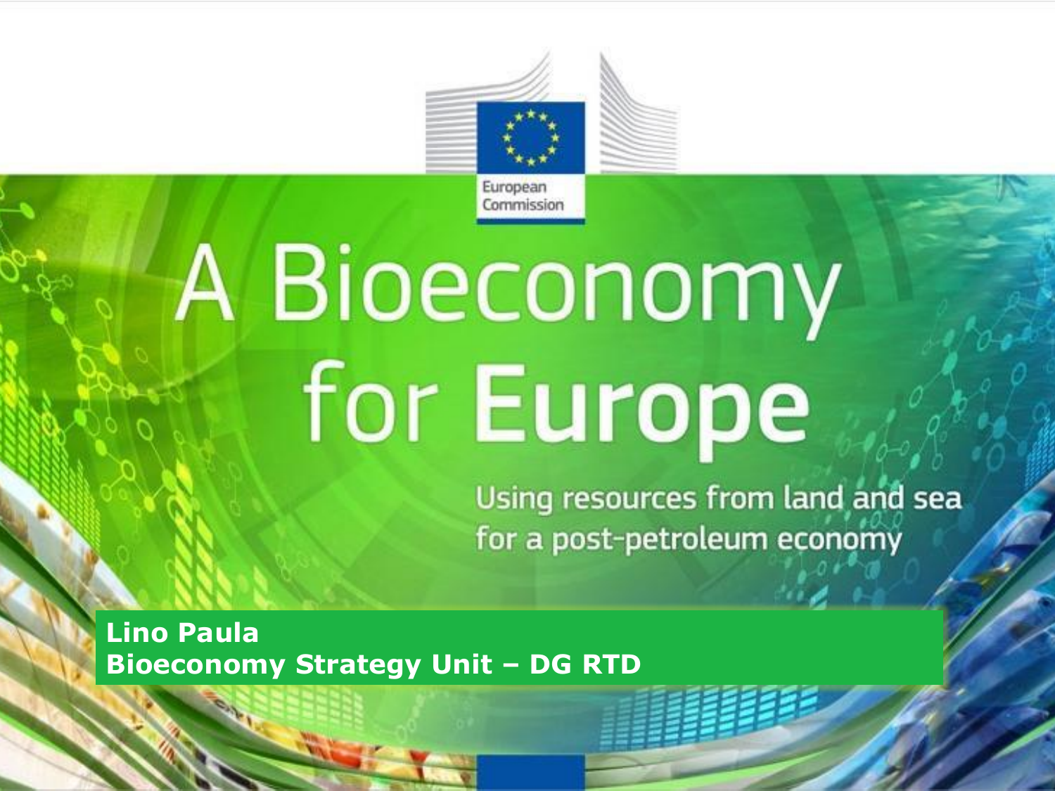European Commission

# A Bioeconomy for Europe

Using resources from land and sea for a post-petroleum economy

**Lino Paula**
**Bioeconomy Strategy Unit – DG RTD**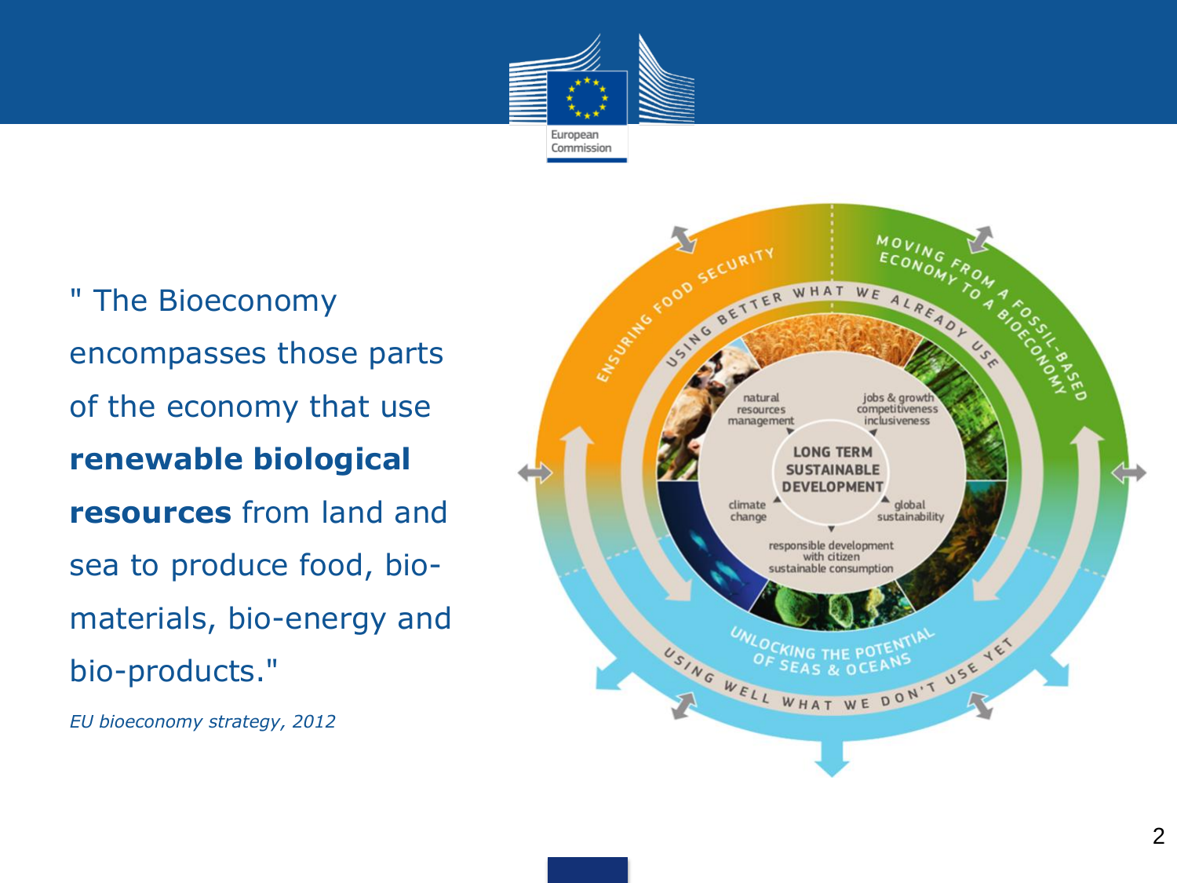" The Bioeconomy encompasses those parts of the economy that use **renewable biological resources** from land and sea to produce food, bio-materials, bio-energy and bio-products."

*EU bioeconomy strategy, 2012*

ENSURING FOOD SECURITY

MOVING FROM A FOSSIL-BASED ECONOMY TO A BIOECONOMY

USING BETTER WHAT WE ALREADY USE

natural resources management

jobs & growth competitiveness inclusiveness

LONG TERM SUSTAINABLE DEVELOPMENT

climate change

global sustainability

responsible development with citizen sustainable consumption

UNLOCKING THE POTENTIAL OF SEAS & OCEANS

USING WELL WHAT WE DON'T USE YET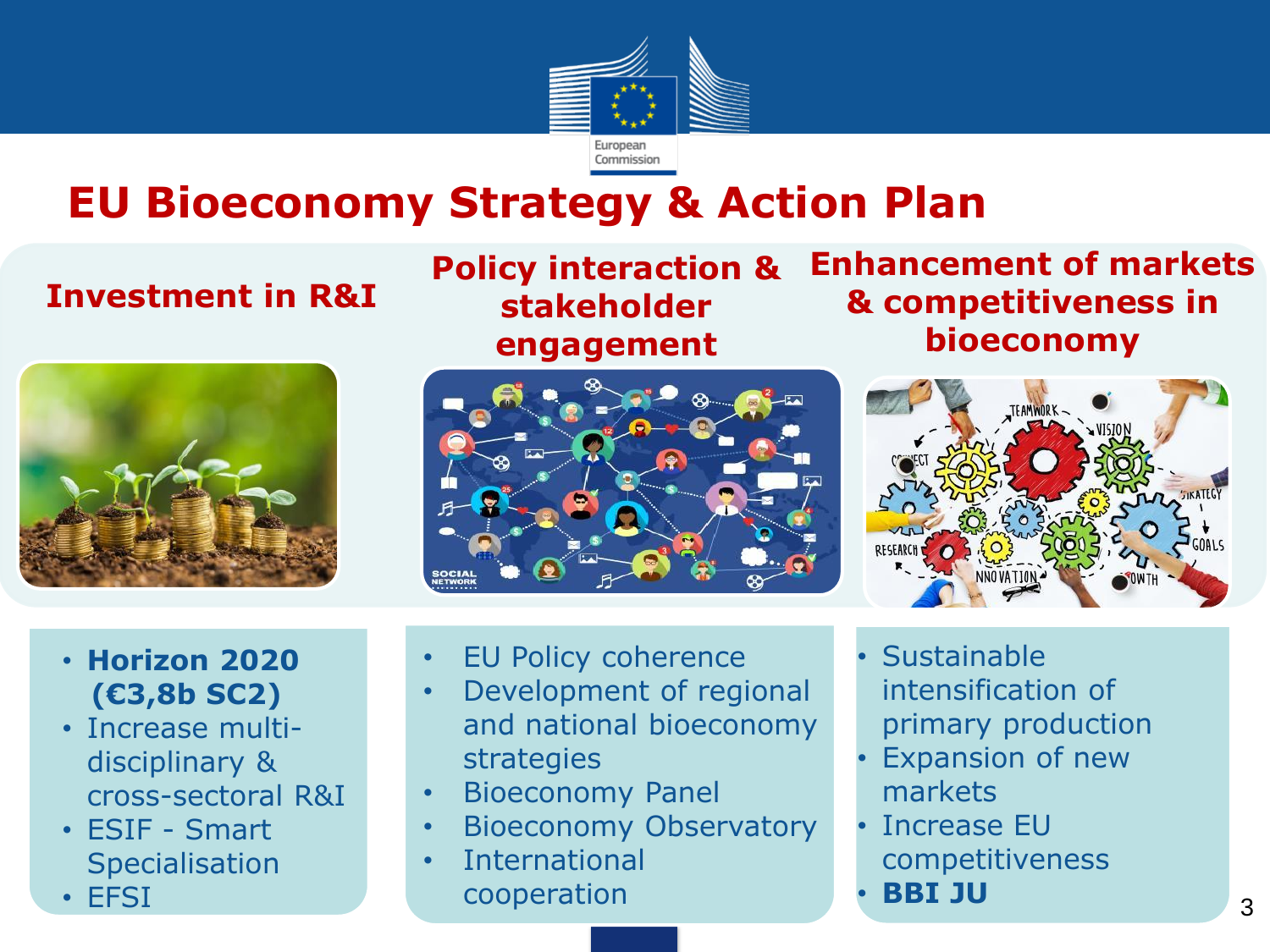# EU Bioeconomy Strategy & Action Plan

## Investment in R&I

- **Horizon 2020 (€3,8b SC2)**
- Increase multi-disciplinary & cross-sectoral R&I
- ESIF - Smart Specialisation
- EFSI

## Policy interaction & stakeholder engagement

- EU Policy coherence
- Development of regional and national bioeconomy strategies
- Bioeconomy Panel
- Bioeconomy Observatory
- International cooperation

## Enhancement of markets & competitiveness in bioeconomy

- Sustainable intensification of primary production
- Expansion of new markets
- Increase EU competitiveness
- **BBI JU**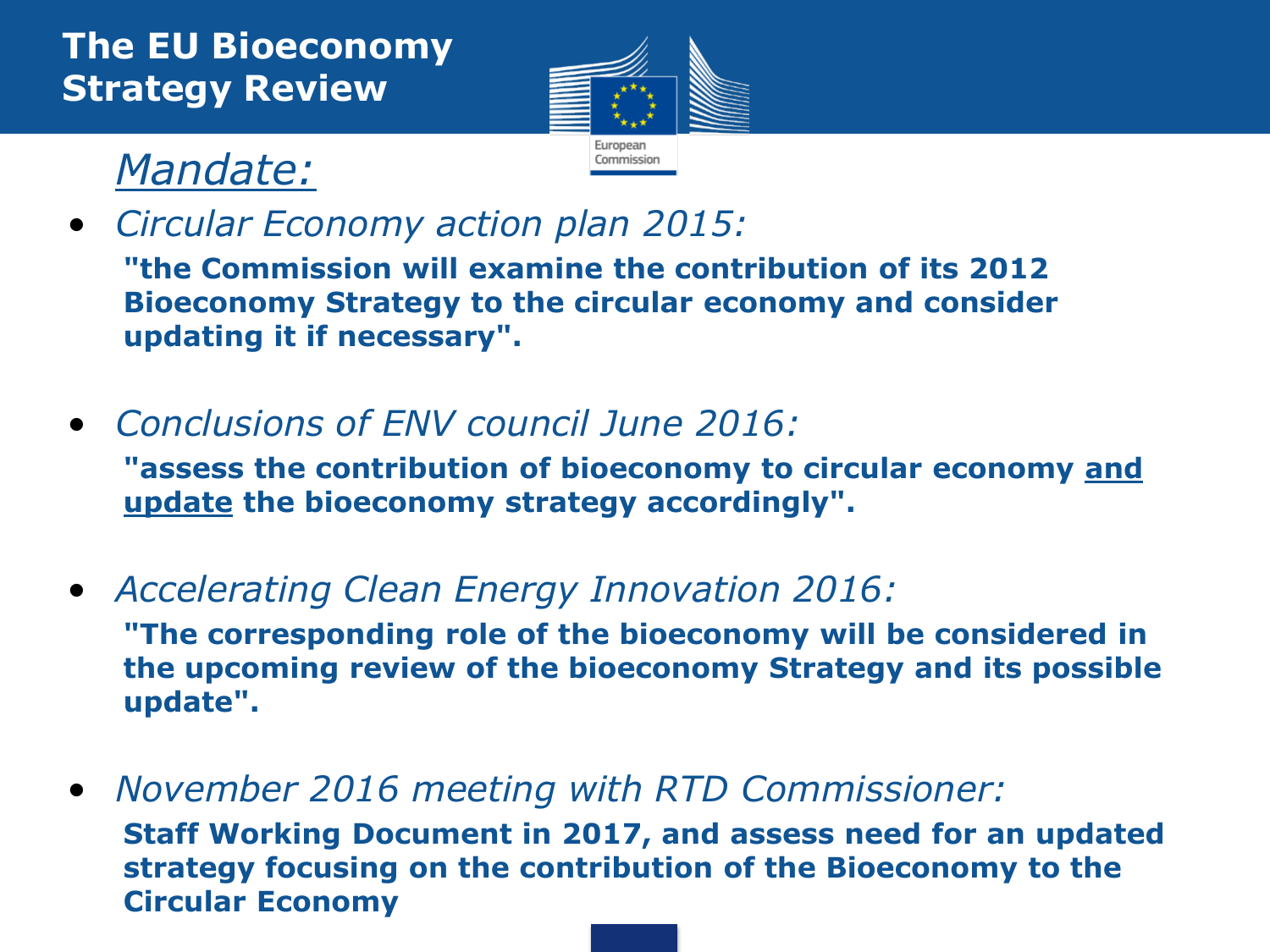# The EU Bioeconomy Strategy Review

## *Mandate:*

- *Circular Economy action plan 2015:*

  **"the Commission will examine the contribution of its 2012 Bioeconomy Strategy to the circular economy and consider updating it if necessary".**

- *Conclusions of ENV council June 2016:*

  **"assess the contribution of bioeconomy to circular economy <u>and update</u> the bioeconomy strategy accordingly".**

- *Accelerating Clean Energy Innovation 2016:*

  **"The corresponding role of the bioeconomy will be considered in the upcoming review of the bioeconomy Strategy and its possible update".**

- *November 2016 meeting with RTD Commissioner:*

  **Staff Working Document in 2017, and assess need for an updated strategy focusing on the contribution of the Bioeconomy to the Circular Economy**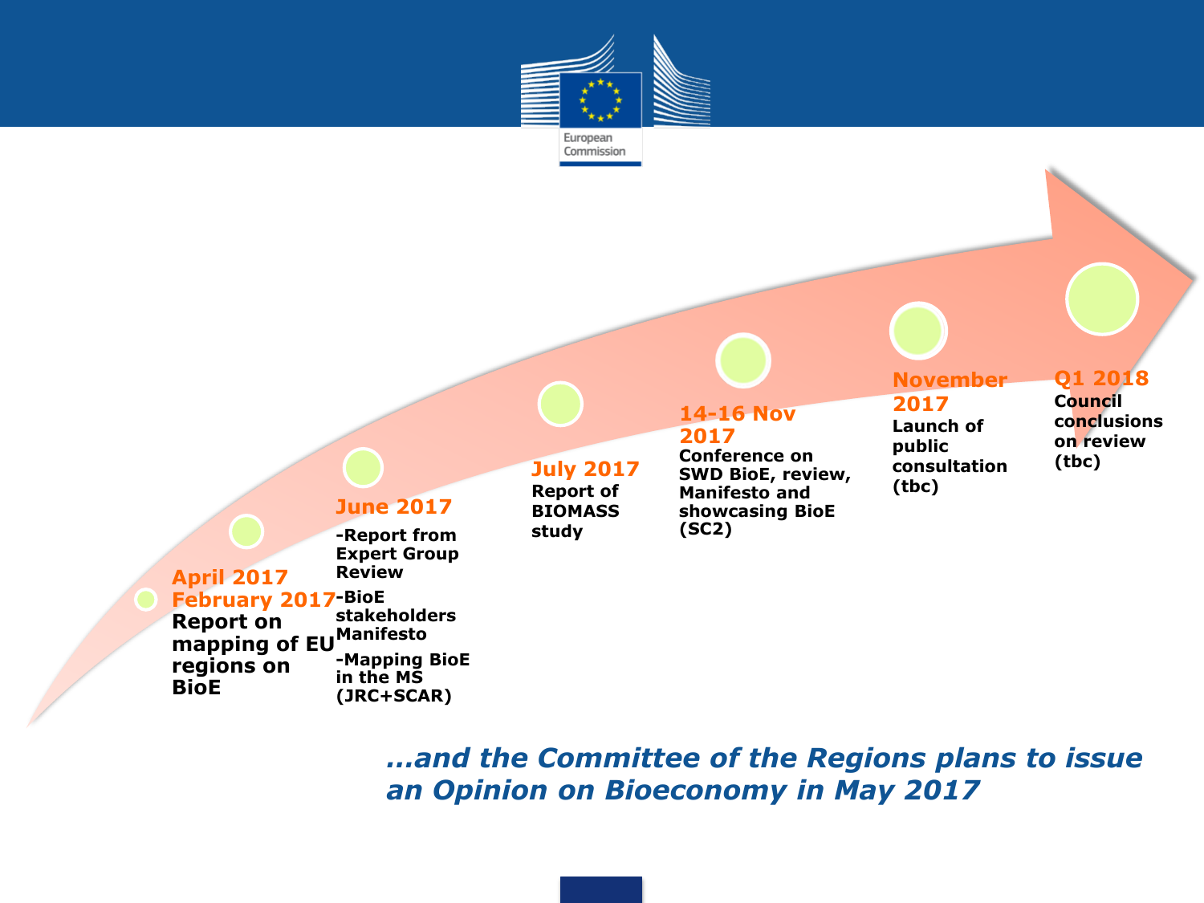**April 2017**

**February 2017**

**Report on mapping of EU regions on BioE**

**June 2017**

- **Report from Expert Group Review**
- **BioE stakeholders Manifesto**
- **Mapping BioE in the MS (JRC+SCAR)**

**July 2017**

**Report of BIOMASS study**

**14-16 Nov 2017**

**Conference on SWD BioE, review, Manifesto and showcasing BioE (SC2)**

**November 2017**

**Launch of public consultation (tbc)**

**Q1 2018**

**Council conclusions on review (tbc)**

***...and the Committee of the Regions plans to issue an Opinion on Bioeconomy in May 2017***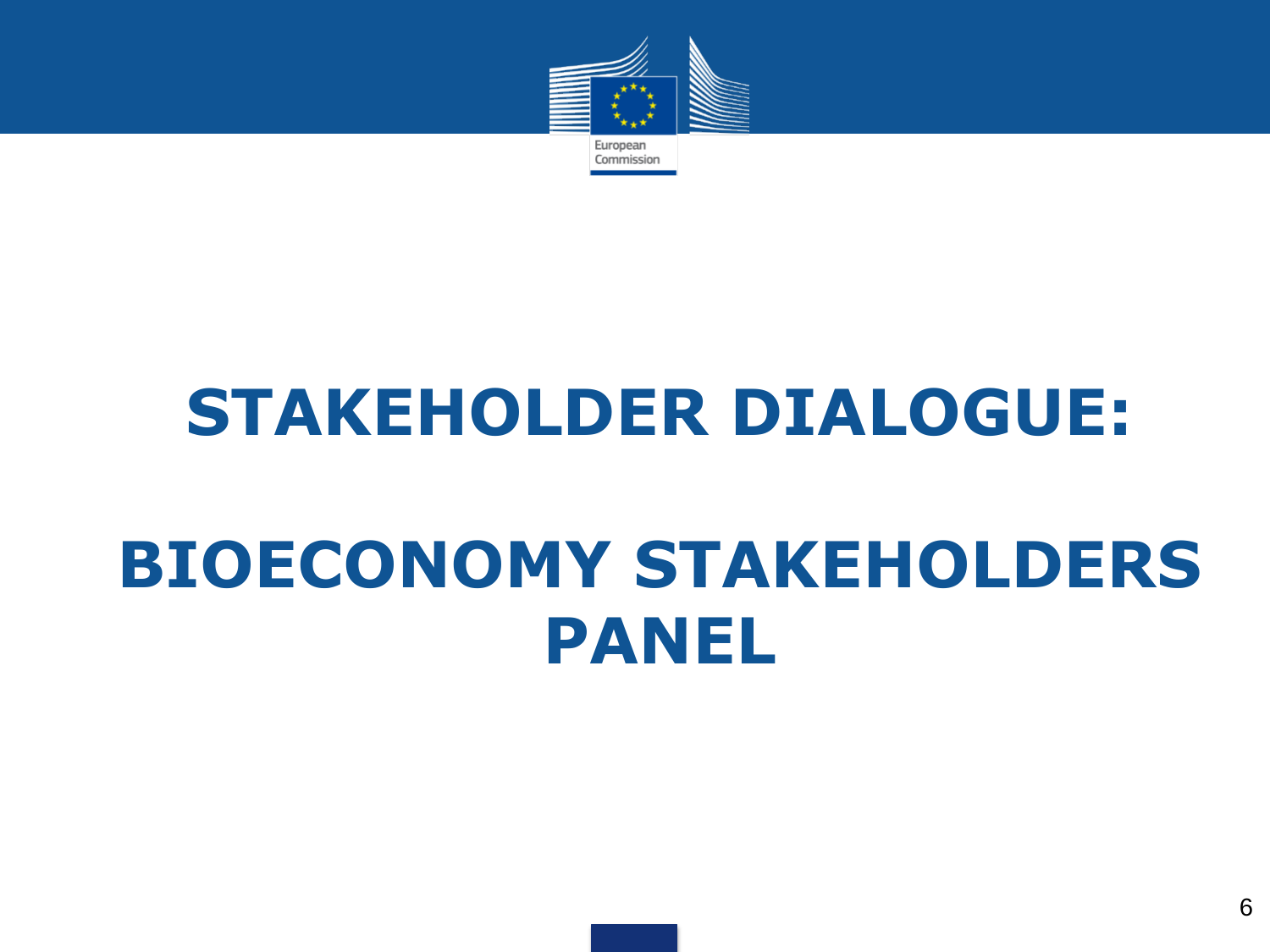# STAKEHOLDER DIALOGUE:

# BIOECONOMY STAKEHOLDERS PANEL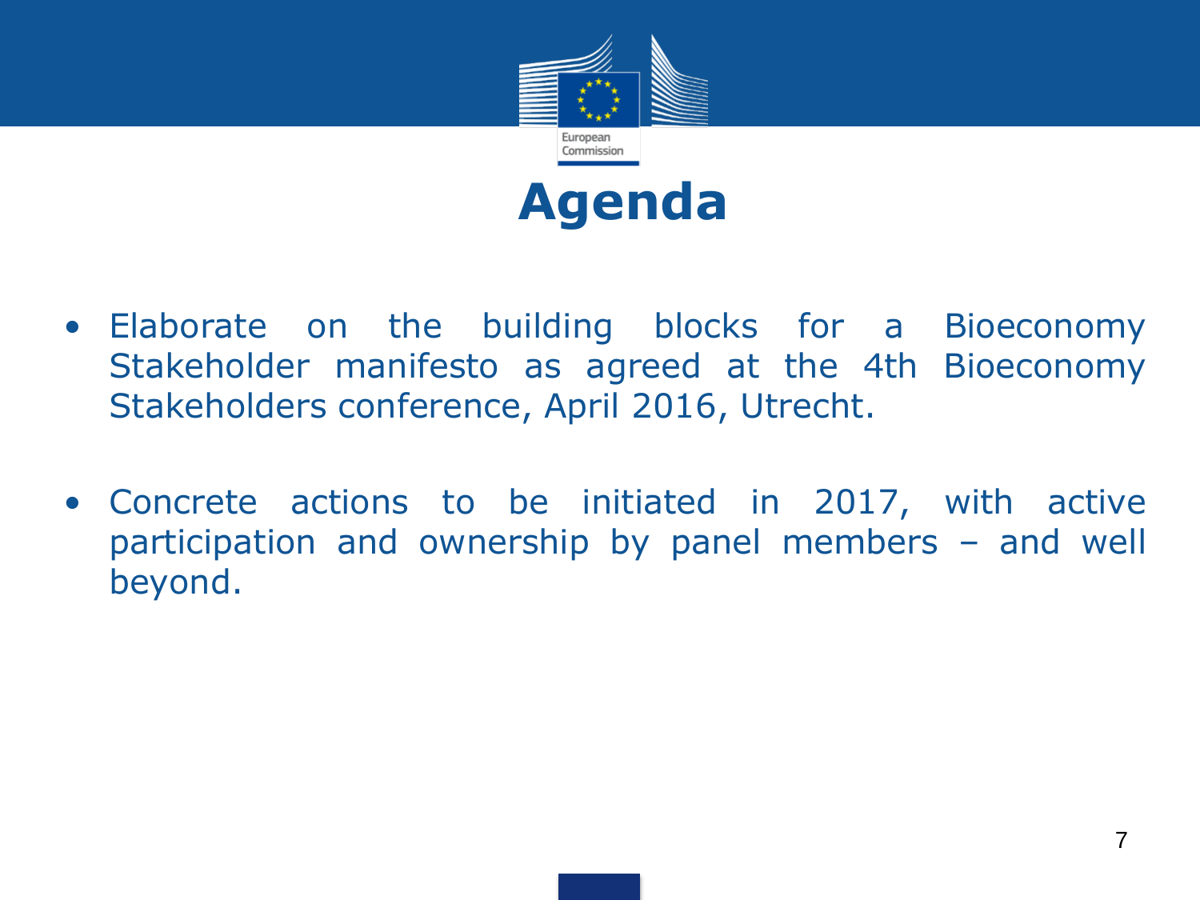# Agenda

- Elaborate on the building blocks for a Bioeconomy Stakeholder manifesto as agreed at the 4th Bioeconomy Stakeholders conference, April 2016, Utrecht.

- Concrete actions to be initiated in 2017, with active participation and ownership by panel members – and well beyond.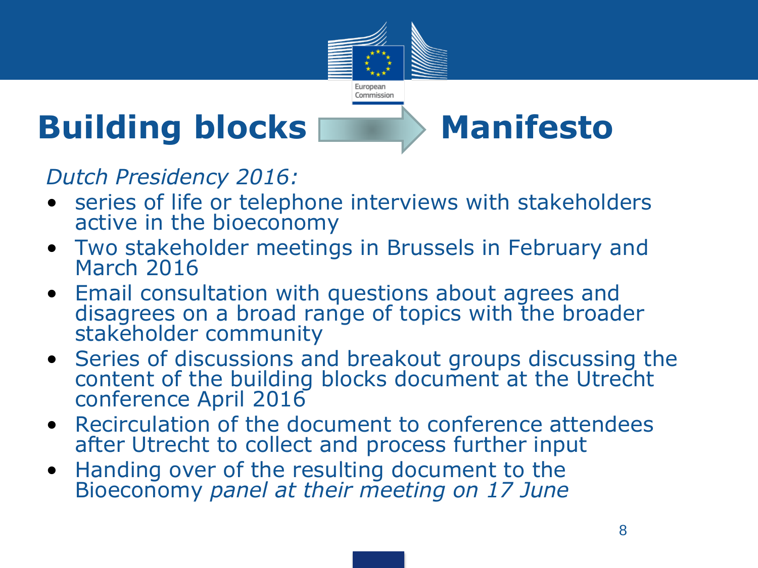# Building blocks → Manifesto

*Dutch Presidency 2016:*

- series of life or telephone interviews with stakeholders active in the bioeconomy
- Two stakeholder meetings in Brussels in February and March 2016
- Email consultation with questions about agrees and disagrees on a broad range of topics with the broader stakeholder community
- Series of discussions and breakout groups discussing the content of the building blocks document at the Utrecht conference April 2016
- Recirculation of the document to conference attendees after Utrecht to collect and process further input
- Handing over of the resulting document to the Bioeconomy *panel at their meeting on 17 June*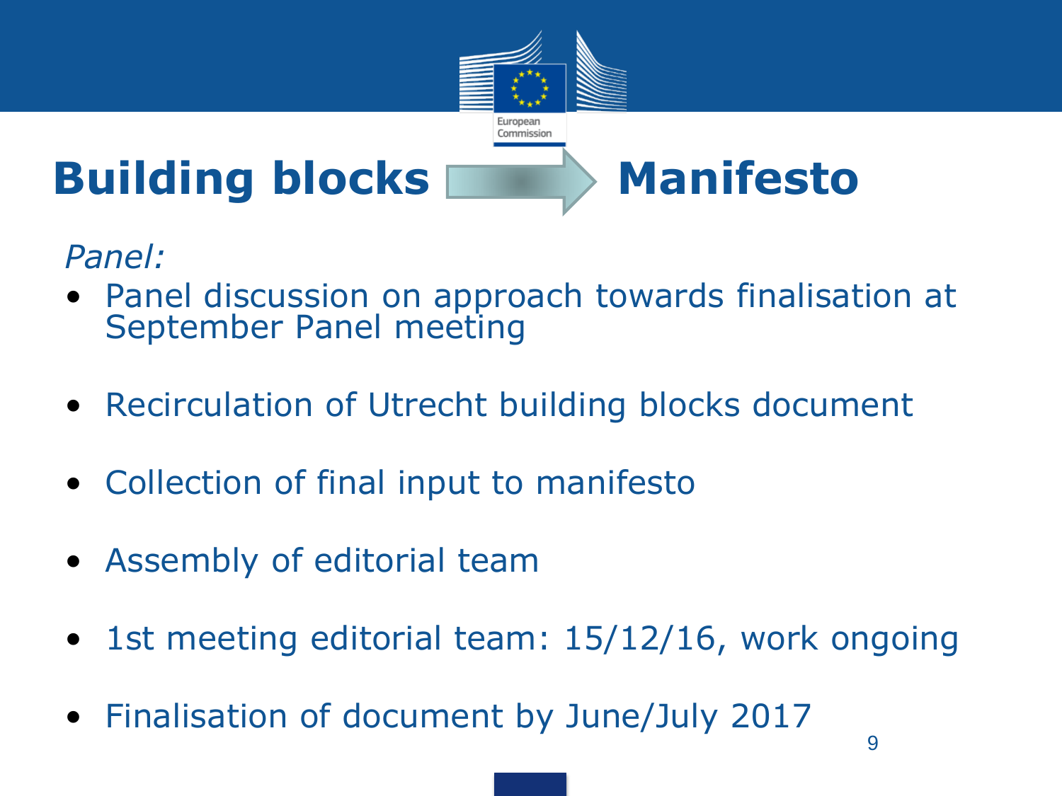# Building blocks → Manifesto

*Panel:*

- Panel discussion on approach towards finalisation at September Panel meeting
- Recirculation of Utrecht building blocks document
- Collection of final input to manifesto
- Assembly of editorial team
- 1st meeting editorial team: 15/12/16, work ongoing
- Finalisation of document by June/July 2017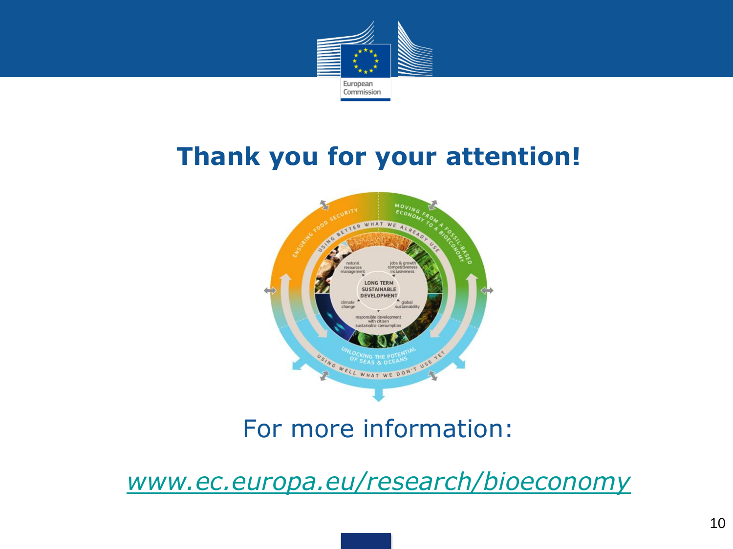# Thank you for your attention!

ENSURING FOOD SECURITY

MOVING FROM A FOSSIL-BASED ECONOMY TO A BIOECONOMY

USING BETTER WHAT WE ALREADY USE

natural resources management

jobs & growth competitiveness inclusiveness

LONG TERM SUSTAINABLE DEVELOPMENT

climate change

global sustainability

responsible development with citizen sustainable consumption

UNLOCKING THE POTENTIAL OF SEAS & OCEANS

USING WELL WHAT WE DON'T USE YET

For more information:

*www.ec.europa.eu/research/bioeconomy*